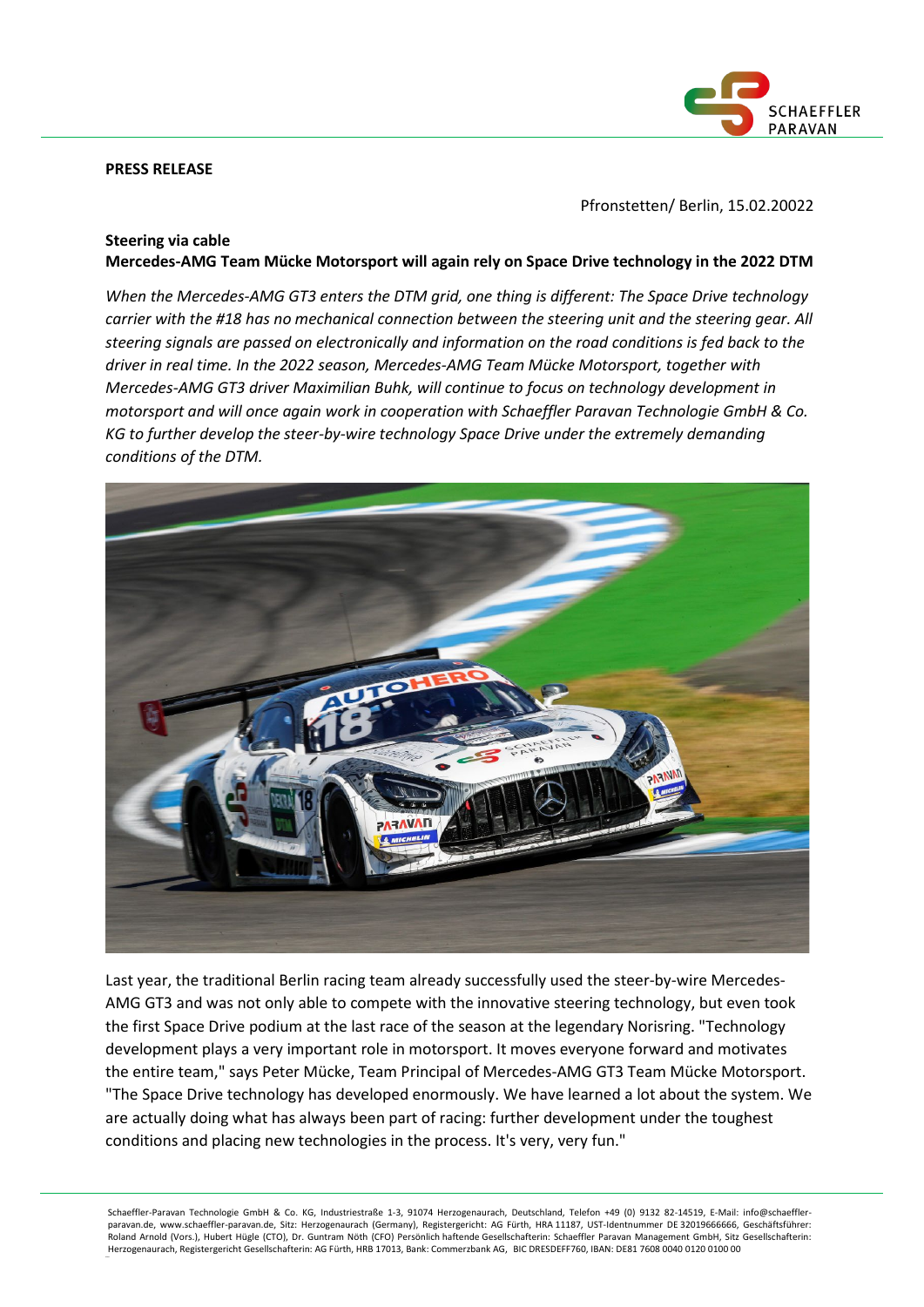**PRESS RELEASE**

Pfronstetten/ Berlin, 15.02.20022

**Steering via cable**
**Mercedes-AMG Team Mücke Motorsport will again rely on Space Drive technology in the 2022 DTM**

*When the Mercedes-AMG GT3 enters the DTM grid, one thing is different: The Space Drive technology carrier with the #18 has no mechanical connection between the steering unit and the steering gear. All steering signals are passed on electronically and information on the road conditions is fed back to the driver in real time. In the 2022 season, Mercedes-AMG Team Mücke Motorsport, together with Mercedes-AMG GT3 driver Maximilian Buhk, will continue to focus on technology development in motorsport and will once again work in cooperation with Schaeffler Paravan Technologie GmbH & Co. KG to further develop the steer-by-wire technology Space Drive under the extremely demanding conditions of the DTM.*

Last year, the traditional Berlin racing team already successfully used the steer-by-wire Mercedes-AMG GT3 and was not only able to compete with the innovative steering technology, but even took the first Space Drive podium at the last race of the season at the legendary Norisring. "Technology development plays a very important role in motorsport. It moves everyone forward and motivates the entire team," says Peter Mücke, Team Principal of Mercedes-AMG GT3 Team Mücke Motorsport. "The Space Drive technology has developed enormously. We have learned a lot about the system. We are actually doing what has always been part of racing: further development under the toughest conditions and placing new technologies in the process. It's very, very fun."

Schaeffler-Paravan Technologie GmbH & Co. KG, Industriestraße 1-3, 91074 Herzogenaurach, Deutschland, Telefon +49 (0) 9132 82-14519, E-Mail: info@schaeffler-paravan.de, www.schaeffler-paravan.de, Sitz: Herzogenaurach (Germany), Registergericht: AG Fürth, HRA 11187, UST-Identnummer DE 32019666666, Geschäftsführer: Roland Arnold (Vors.), Hubert Hügle (CTO), Dr. Guntram Nöth (CFO) Persönlich haftende Gesellschafterin: Schaeffler Paravan Management GmbH, Sitz Gesellschafterin: Herzogenaurach, Registergericht Gesellschafterin: AG Fürth, HRB 17013, Bank: Commerzbank AG, BIC DRESDEFF760, IBAN: DE81 7608 0040 0120 0100 00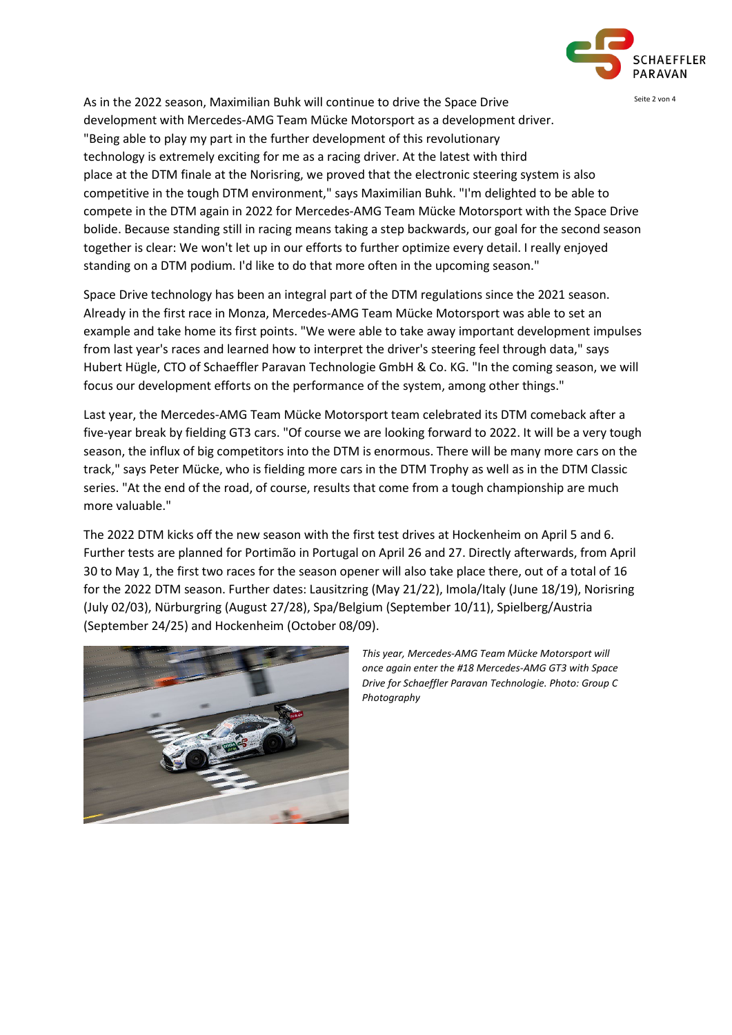As in the 2022 season, Maximilian Buhk will continue to drive the Space Drive development with Mercedes-AMG Team Mücke Motorsport as a development driver. "Being able to play my part in the further development of this revolutionary technology is extremely exciting for me as a racing driver. At the latest with third place at the DTM finale at the Norisring, we proved that the electronic steering system is also competitive in the tough DTM environment," says Maximilian Buhk. "I'm delighted to be able to compete in the DTM again in 2022 for Mercedes-AMG Team Mücke Motorsport with the Space Drive bolide. Because standing still in racing means taking a step backwards, our goal for the second season together is clear: We won't let up in our efforts to further optimize every detail. I really enjoyed standing on a DTM podium. I'd like to do that more often in the upcoming season."

Space Drive technology has been an integral part of the DTM regulations since the 2021 season. Already in the first race in Monza, Mercedes-AMG Team Mücke Motorsport was able to set an example and take home its first points. "We were able to take away important development impulses from last year's races and learned how to interpret the driver's steering feel through data," says Hubert Hügle, CTO of Schaeffler Paravan Technologie GmbH & Co. KG. "In the coming season, we will focus our development efforts on the performance of the system, among other things."

Last year, the Mercedes-AMG Team Mücke Motorsport team celebrated its DTM comeback after a five-year break by fielding GT3 cars. "Of course we are looking forward to 2022. It will be a very tough season, the influx of big competitors into the DTM is enormous. There will be many more cars on the track," says Peter Mücke, who is fielding more cars in the DTM Trophy as well as in the DTM Classic series. "At the end of the road, of course, results that come from a tough championship are much more valuable."

The 2022 DTM kicks off the new season with the first test drives at Hockenheim on April 5 and 6. Further tests are planned for Portimão in Portugal on April 26 and 27. Directly afterwards, from April 30 to May 1, the first two races for the season opener will also take place there, out of a total of 16 for the 2022 DTM season. Further dates: Lausitzring (May 21/22), Imola/Italy (June 18/19), Norisring (July 02/03), Nürburgring (August 27/28), Spa/Belgium (September 10/11), Spielberg/Austria (September 24/25) and Hockenheim (October 08/09).

*This year, Mercedes-AMG Team Mücke Motorsport will once again enter the #18 Mercedes-AMG GT3 with Space Drive for Schaeffler Paravan Technologie. Photo: Group C Photography*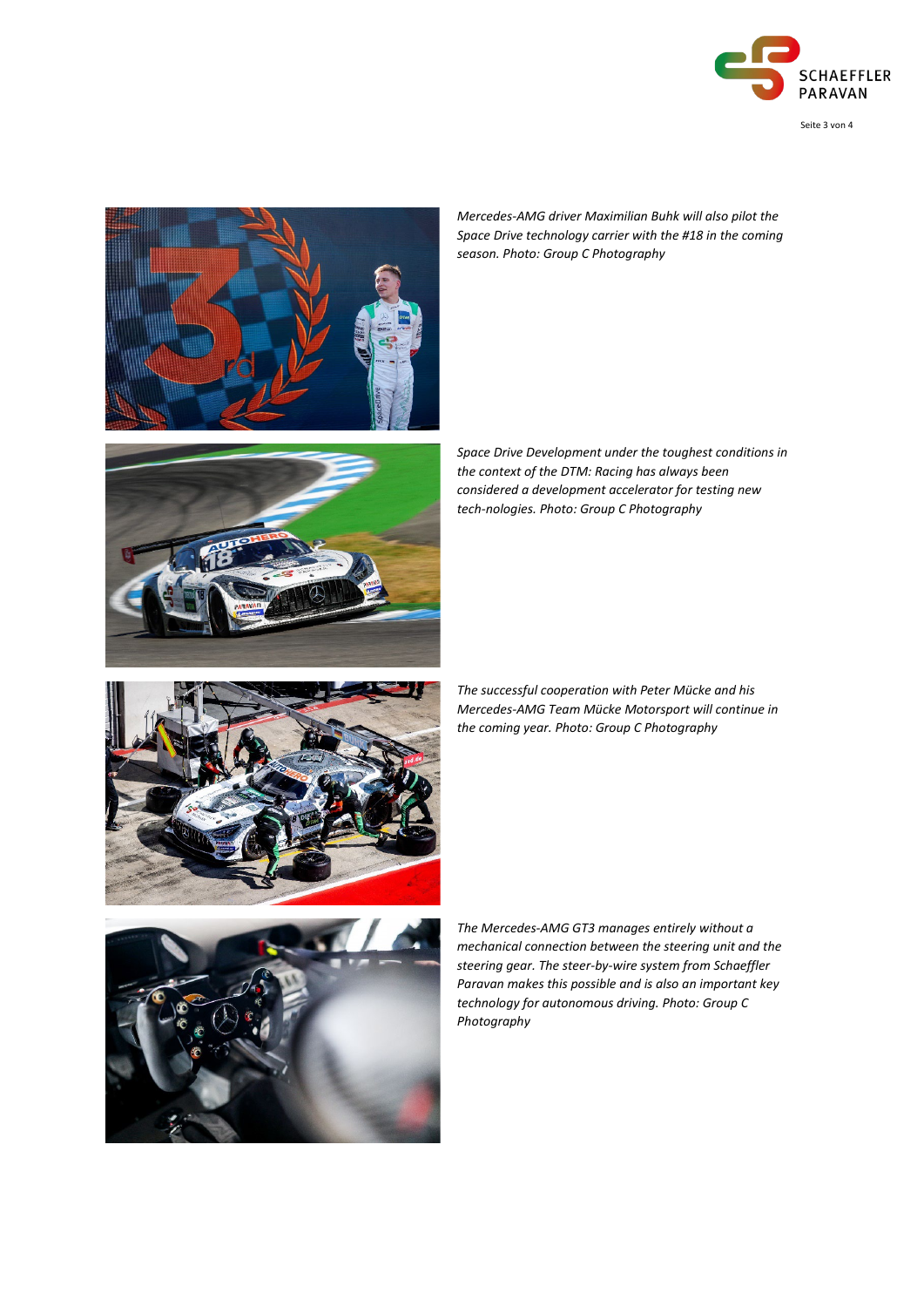*Mercedes-AMG driver Maximilian Buhk will also pilot the Space Drive technology carrier with the #18 in the coming season. Photo: Group C Photography*

*Space Drive Development under the toughest conditions in the context of the DTM: Racing has always been considered a development accelerator for testing new tech-nologies. Photo: Group C Photography*

*The successful cooperation with Peter Mücke and his Mercedes-AMG Team Mücke Motorsport will continue in the coming year. Photo: Group C Photography*

*The Mercedes-AMG GT3 manages entirely without a mechanical connection between the steering unit and the steering gear. The steer-by-wire system from Schaeffler Paravan makes this possible and is also an important key technology for autonomous driving. Photo: Group C Photography*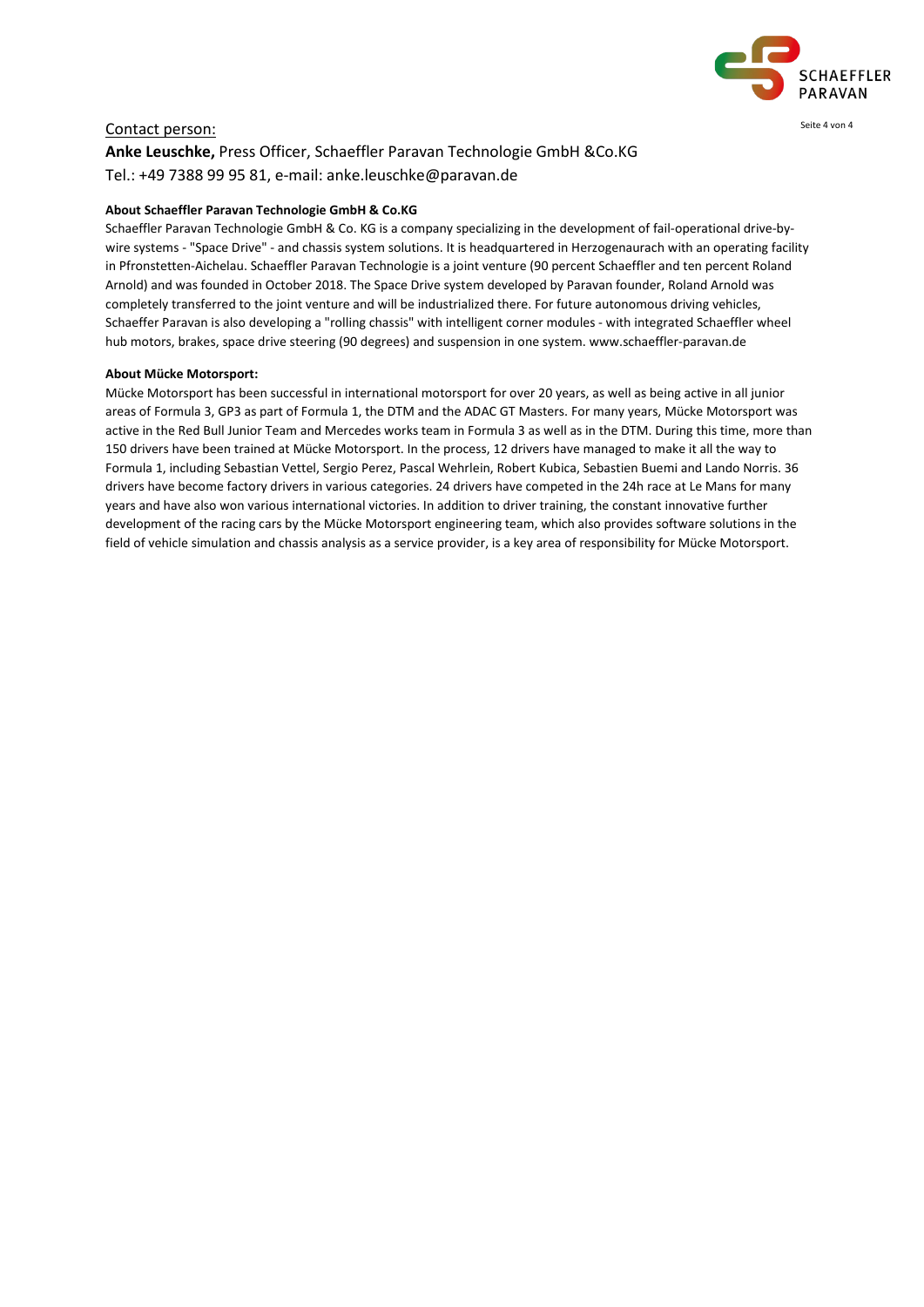Contact person:

**Anke Leuschke,** Press Officer, Schaeffler Paravan Technologie GmbH &Co.KG
Tel.: +49 7388 99 95 81, e-mail: anke.leuschke@paravan.de

**About Schaeffler Paravan Technologie GmbH & Co.KG**

Schaeffler Paravan Technologie GmbH & Co. KG is a company specializing in the development of fail-operational drive-by-wire systems - "Space Drive" - and chassis system solutions. It is headquartered in Herzogenaurach with an operating facility in Pfronstetten-Aichelau. Schaeffler Paravan Technologie is a joint venture (90 percent Schaeffler and ten percent Roland Arnold) and was founded in October 2018. The Space Drive system developed by Paravan founder, Roland Arnold was completely transferred to the joint venture and will be industrialized there. For future autonomous driving vehicles, Schaeffer Paravan is also developing a "rolling chassis" with intelligent corner modules - with integrated Schaeffler wheel hub motors, brakes, space drive steering (90 degrees) and suspension in one system. www.schaeffler-paravan.de

**About Mücke Motorsport:**

Mücke Motorsport has been successful in international motorsport for over 20 years, as well as being active in all junior areas of Formula 3, GP3 as part of Formula 1, the DTM and the ADAC GT Masters. For many years, Mücke Motorsport was active in the Red Bull Junior Team and Mercedes works team in Formula 3 as well as in the DTM. During this time, more than 150 drivers have been trained at Mücke Motorsport. In the process, 12 drivers have managed to make it all the way to Formula 1, including Sebastian Vettel, Sergio Perez, Pascal Wehrlein, Robert Kubica, Sebastien Buemi and Lando Norris. 36 drivers have become factory drivers in various categories. 24 drivers have competed in the 24h race at Le Mans for many years and have also won various international victories. In addition to driver training, the constant innovative further development of the racing cars by the Mücke Motorsport engineering team, which also provides software solutions in the field of vehicle simulation and chassis analysis as a service provider, is a key area of responsibility for Mücke Motorsport.